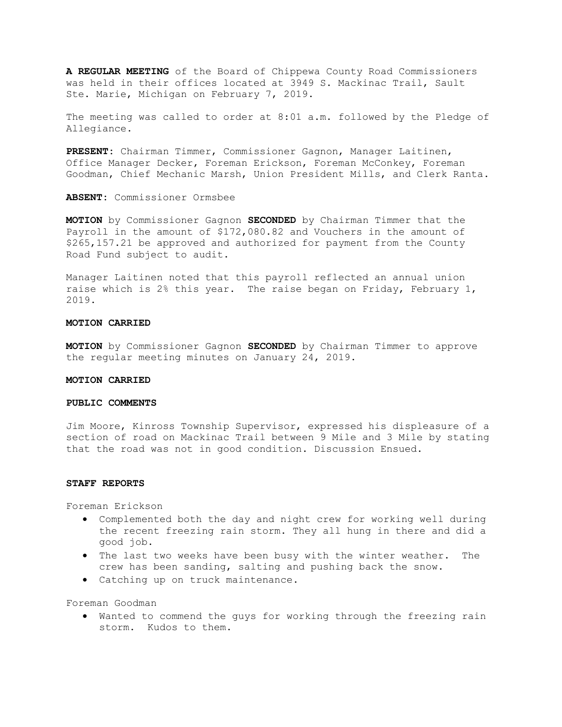**A REGULAR MEETING** of the Board of Chippewa County Road Commissioners was held in their offices located at 3949 S. Mackinac Trail, Sault Ste. Marie, Michigan on February 7, 2019.

The meeting was called to order at 8:01 a.m. followed by the Pledge of Allegiance.

**PRESENT**: Chairman Timmer, Commissioner Gagnon, Manager Laitinen, Office Manager Decker, Foreman Erickson, Foreman McConkey, Foreman Goodman, Chief Mechanic Marsh, Union President Mills, and Clerk Ranta.

**ABSENT**: Commissioner Ormsbee

**MOTION** by Commissioner Gagnon **SECONDED** by Chairman Timmer that the Payroll in the amount of $172,080.82 and Vouchers in the amount of $265,157.21 be approved and authorized for payment from the County Road Fund subject to audit.

Manager Laitinen noted that this payroll reflected an annual union raise which is 2% this year. The raise began on Friday, February 1, 2019.

**MOTION CARRIED**

**MOTION** by Commissioner Gagnon **SECONDED** by Chairman Timmer to approve the regular meeting minutes on January 24, 2019.

**MOTION CARRIED**

**PUBLIC COMMENTS**

Jim Moore, Kinross Township Supervisor, expressed his displeasure of a section of road on Mackinac Trail between 9 Mile and 3 Mile by stating that the road was not in good condition. Discussion Ensued.

**STAFF REPORTS**

Foreman Erickson

- Complemented both the day and night crew for working well during the recent freezing rain storm. They all hung in there and did a good job.
- The last two weeks have been busy with the winter weather. The crew has been sanding, salting and pushing back the snow.
- Catching up on truck maintenance.

Foreman Goodman

- Wanted to commend the guys for working through the freezing rain storm. Kudos to them.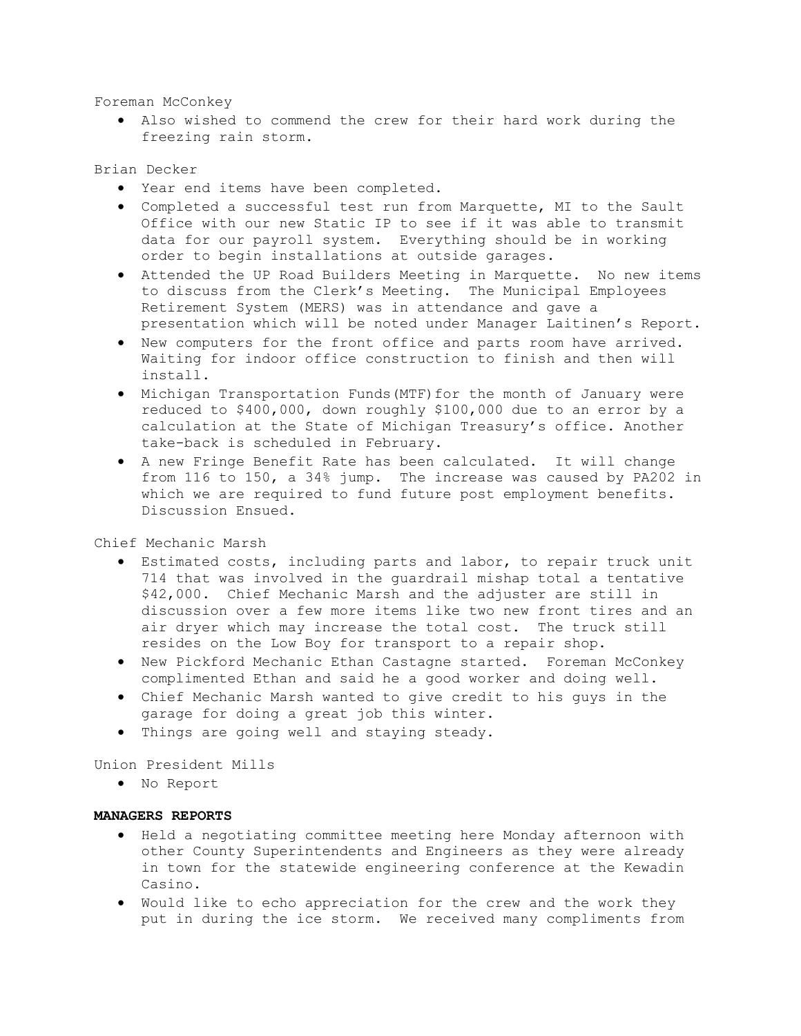Foreman McConkey

- Also wished to commend the crew for their hard work during the freezing rain storm.

Brian Decker

- Year end items have been completed.
- Completed a successful test run from Marquette, MI to the Sault Office with our new Static IP to see if it was able to transmit data for our payroll system. Everything should be in working order to begin installations at outside garages.
- Attended the UP Road Builders Meeting in Marquette. No new items to discuss from the Clerk's Meeting. The Municipal Employees Retirement System (MERS) was in attendance and gave a presentation which will be noted under Manager Laitinen's Report.
- New computers for the front office and parts room have arrived. Waiting for indoor office construction to finish and then will install.
- Michigan Transportation Funds(MTF)for the month of January were reduced to $400,000, down roughly $100,000 due to an error by a calculation at the State of Michigan Treasury's office. Another take-back is scheduled in February.
- A new Fringe Benefit Rate has been calculated. It will change from 116 to 150, a 34% jump. The increase was caused by PA202 in which we are required to fund future post employment benefits. Discussion Ensued.

Chief Mechanic Marsh

- Estimated costs, including parts and labor, to repair truck unit 714 that was involved in the guardrail mishap total a tentative $42,000. Chief Mechanic Marsh and the adjuster are still in discussion over a few more items like two new front tires and an air dryer which may increase the total cost. The truck still resides on the Low Boy for transport to a repair shop.
- New Pickford Mechanic Ethan Castagne started. Foreman McConkey complimented Ethan and said he a good worker and doing well.
- Chief Mechanic Marsh wanted to give credit to his guys in the garage for doing a great job this winter.
- Things are going well and staying steady.

Union President Mills

- No Report

**MANAGERS REPORTS**

- Held a negotiating committee meeting here Monday afternoon with other County Superintendents and Engineers as they were already in town for the statewide engineering conference at the Kewadin Casino.
- Would like to echo appreciation for the crew and the work they put in during the ice storm. We received many compliments from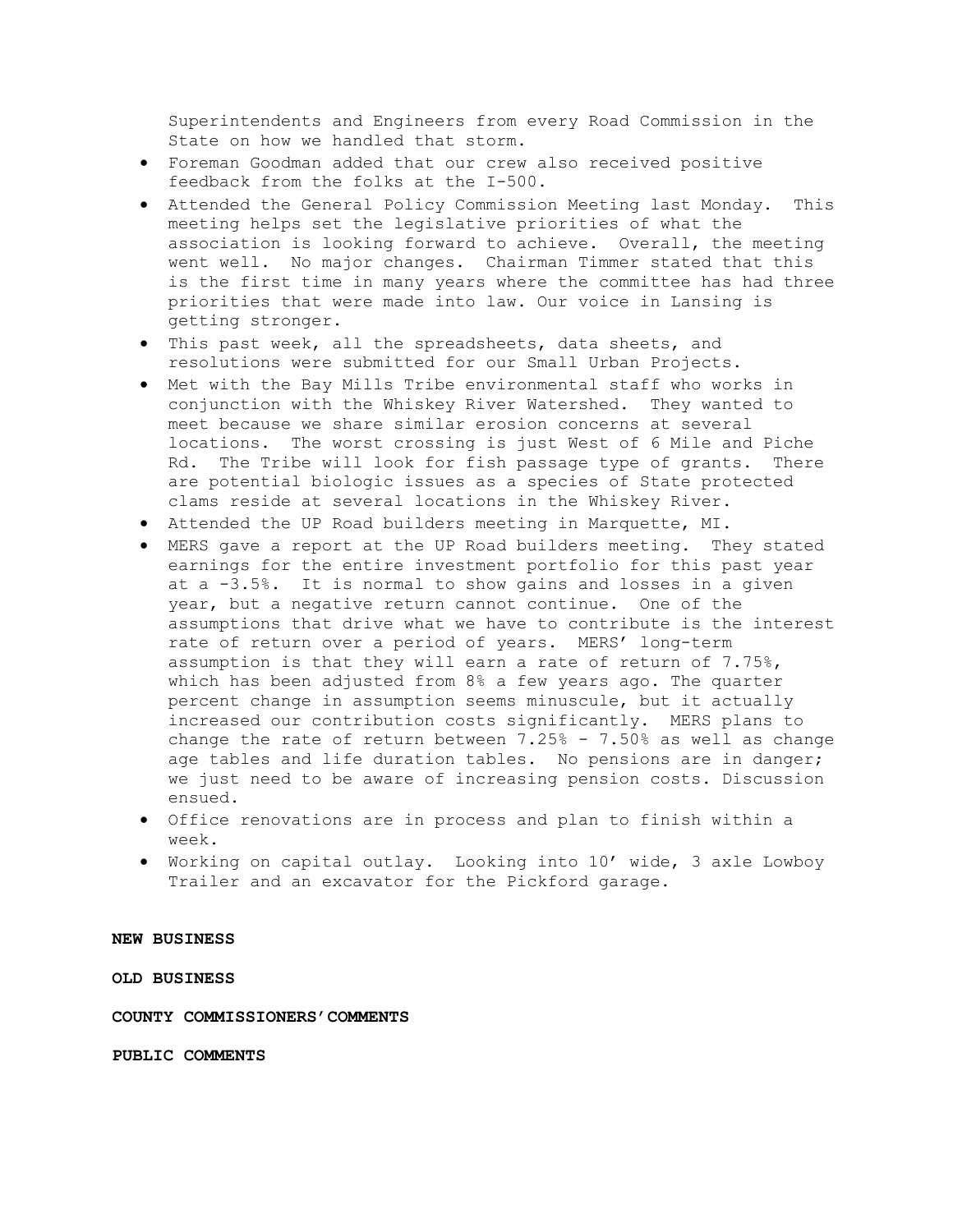Superintendents and Engineers from every Road Commission in the State on how we handled that storm.

- Foreman Goodman added that our crew also received positive feedback from the folks at the I-500.
- Attended the General Policy Commission Meeting last Monday. This meeting helps set the legislative priorities of what the association is looking forward to achieve. Overall, the meeting went well. No major changes. Chairman Timmer stated that this is the first time in many years where the committee has had three priorities that were made into law. Our voice in Lansing is getting stronger.
- This past week, all the spreadsheets, data sheets, and resolutions were submitted for our Small Urban Projects.
- Met with the Bay Mills Tribe environmental staff who works in conjunction with the Whiskey River Watershed. They wanted to meet because we share similar erosion concerns at several locations. The worst crossing is just West of 6 Mile and Piche Rd. The Tribe will look for fish passage type of grants. There are potential biologic issues as a species of State protected clams reside at several locations in the Whiskey River.
- Attended the UP Road builders meeting in Marquette, MI.
- MERS gave a report at the UP Road builders meeting. They stated earnings for the entire investment portfolio for this past year at a -3.5%. It is normal to show gains and losses in a given year, but a negative return cannot continue. One of the assumptions that drive what we have to contribute is the interest rate of return over a period of years. MERS' long-term assumption is that they will earn a rate of return of 7.75%, which has been adjusted from 8% a few years ago. The quarter percent change in assumption seems minuscule, but it actually increased our contribution costs significantly. MERS plans to change the rate of return between 7.25% - 7.50% as well as change age tables and life duration tables. No pensions are in danger; we just need to be aware of increasing pension costs. Discussion ensued.
- Office renovations are in process and plan to finish within a week.
- Working on capital outlay. Looking into 10' wide, 3 axle Lowboy Trailer and an excavator for the Pickford garage.

**NEW BUSINESS**

**OLD BUSINESS**

**COUNTY COMMISSIONERS' COMMENTS**

**PUBLIC COMMENTS**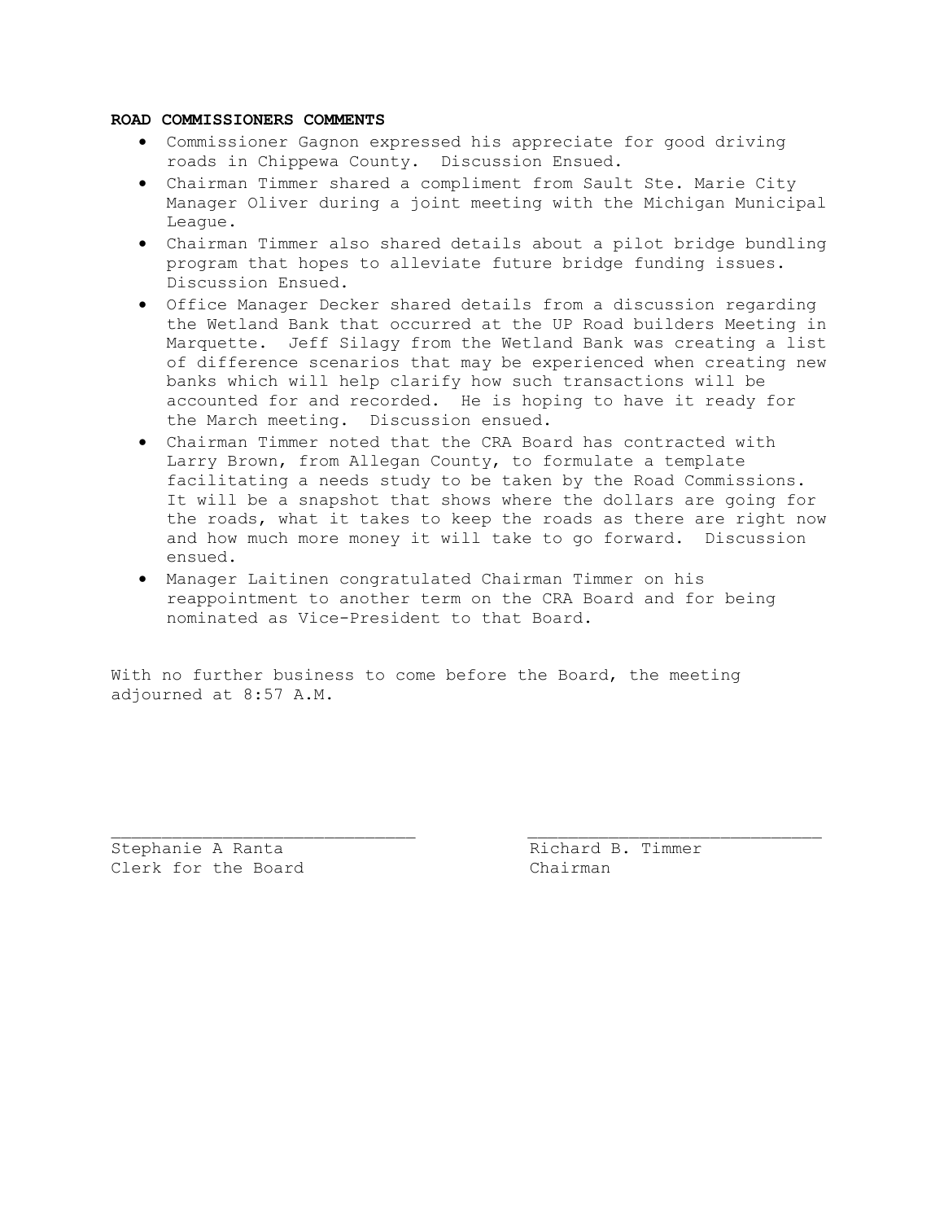**ROAD COMMISSIONERS COMMENTS**

- Commissioner Gagnon expressed his appreciate for good driving roads in Chippewa County. Discussion Ensued.
- Chairman Timmer shared a compliment from Sault Ste. Marie City Manager Oliver during a joint meeting with the Michigan Municipal League.
- Chairman Timmer also shared details about a pilot bridge bundling program that hopes to alleviate future bridge funding issues. Discussion Ensued.
- Office Manager Decker shared details from a discussion regarding the Wetland Bank that occurred at the UP Road builders Meeting in Marquette. Jeff Silagy from the Wetland Bank was creating a list of difference scenarios that may be experienced when creating new banks which will help clarify how such transactions will be accounted for and recorded. He is hoping to have it ready for the March meeting. Discussion ensued.
- Chairman Timmer noted that the CRA Board has contracted with Larry Brown, from Allegan County, to formulate a template facilitating a needs study to be taken by the Road Commissions. It will be a snapshot that shows where the dollars are going for the roads, what it takes to keep the roads as there are right now and how much more money it will take to go forward. Discussion ensued.
- Manager Laitinen congratulated Chairman Timmer on his reappointment to another term on the CRA Board and for being nominated as Vice-President to that Board.

With no further business to come before the Board, the meeting adjourned at 8:57 A.M.

| | |
|---|---|
| ______________________________ | ______________________________ |
| Stephanie A Ranta | Richard B. Timmer |
| Clerk for the Board | Chairman |